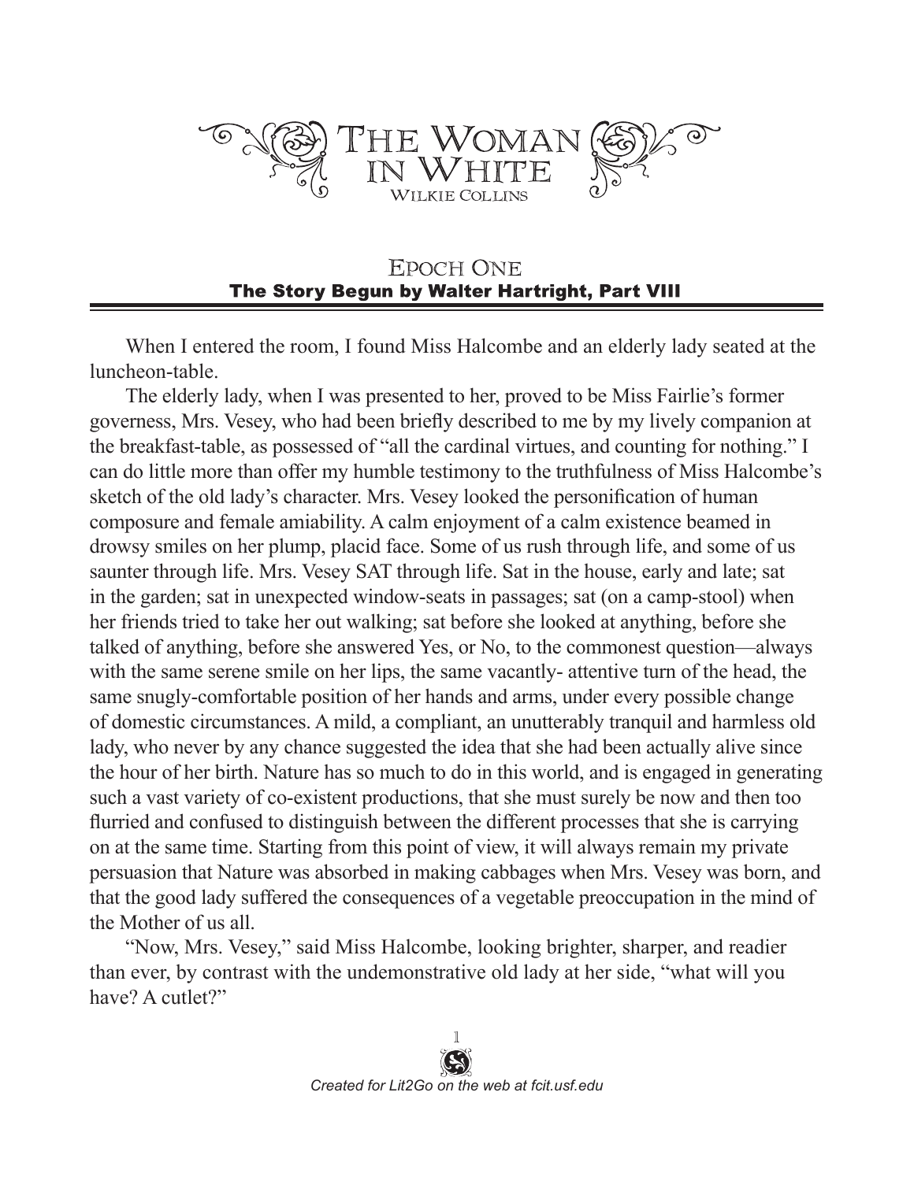# The Woman in White

Wilkie Collins

## Epoch One

### The Story Begun by Walter Hartright, Part VIII

When I entered the room, I found Miss Halcombe and an elderly lady seated at the luncheon-table.

The elderly lady, when I was presented to her, proved to be Miss Fairlie's former governess, Mrs. Vesey, who had been briefly described to me by my lively companion at the breakfast-table, as possessed of "all the cardinal virtues, and counting for nothing." I can do little more than offer my humble testimony to the truthfulness of Miss Halcombe's sketch of the old lady's character. Mrs. Vesey looked the personification of human composure and female amiability. A calm enjoyment of a calm existence beamed in drowsy smiles on her plump, placid face. Some of us rush through life, and some of us saunter through life. Mrs. Vesey SAT through life. Sat in the house, early and late; sat in the garden; sat in unexpected window-seats in passages; sat (on a camp-stool) when her friends tried to take her out walking; sat before she looked at anything, before she talked of anything, before she answered Yes, or No, to the commonest question—always with the same serene smile on her lips, the same vacantly- attentive turn of the head, the same snugly-comfortable position of her hands and arms, under every possible change of domestic circumstances. A mild, a compliant, an unutterably tranquil and harmless old lady, who never by any chance suggested the idea that she had been actually alive since the hour of her birth. Nature has so much to do in this world, and is engaged in generating such a vast variety of co-existent productions, that she must surely be now and then too flurried and confused to distinguish between the different processes that she is carrying on at the same time. Starting from this point of view, it will always remain my private persuasion that Nature was absorbed in making cabbages when Mrs. Vesey was born, and that the good lady suffered the consequences of a vegetable preoccupation in the mind of the Mother of us all.

"Now, Mrs. Vesey," said Miss Halcombe, looking brighter, sharper, and readier than ever, by contrast with the undemonstrative old lady at her side, "what will you have? A cutlet?"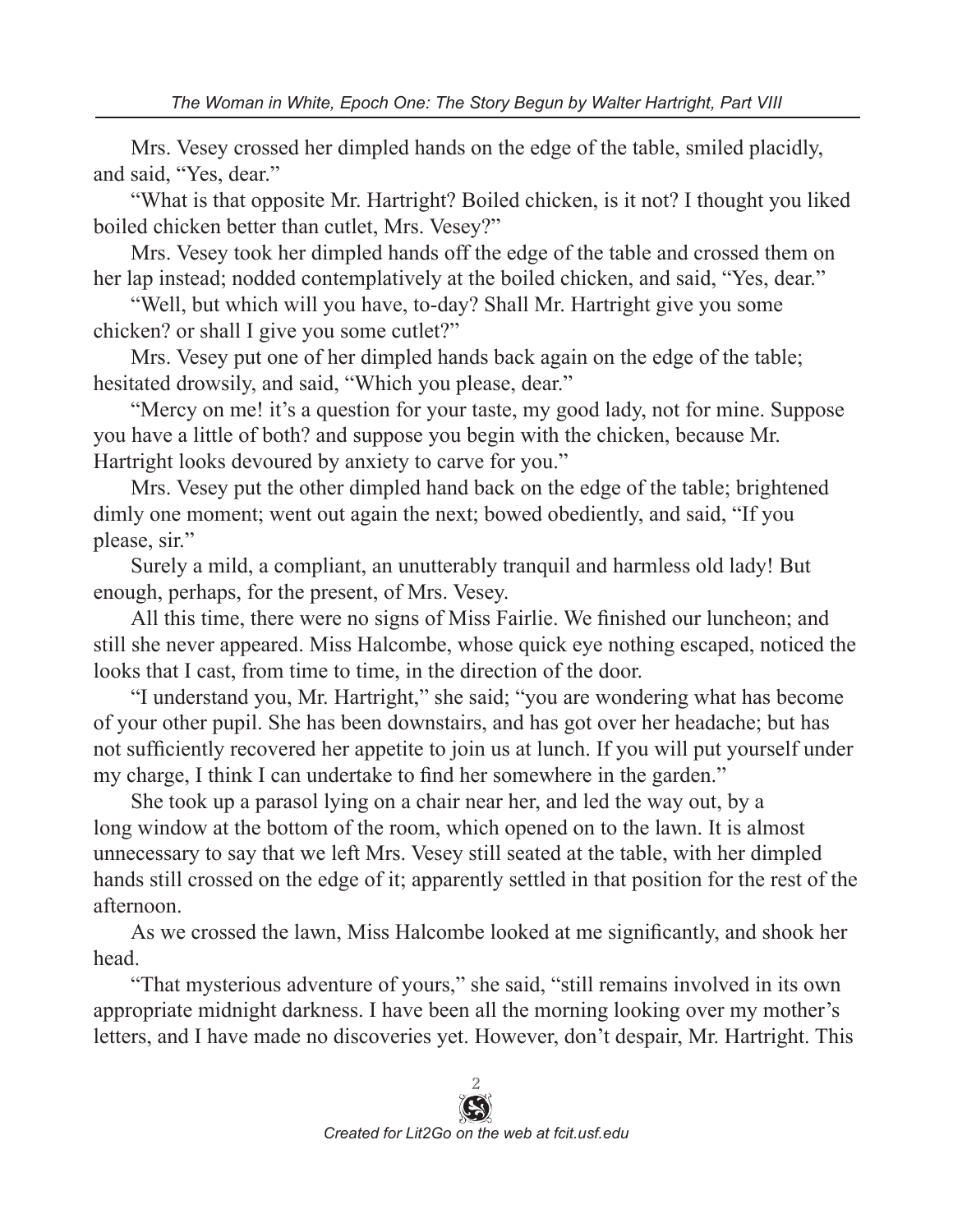Mrs. Vesey crossed her dimpled hands on the edge of the table, smiled placidly, and said, "Yes, dear."

"What is that opposite Mr. Hartright? Boiled chicken, is it not? I thought you liked boiled chicken better than cutlet, Mrs. Vesey?"

Mrs. Vesey took her dimpled hands off the edge of the table and crossed them on her lap instead; nodded contemplatively at the boiled chicken, and said, "Yes, dear."

"Well, but which will you have, to-day? Shall Mr. Hartright give you some chicken? or shall I give you some cutlet?"

Mrs. Vesey put one of her dimpled hands back again on the edge of the table; hesitated drowsily, and said, "Which you please, dear."

"Mercy on me! it's a question for your taste, my good lady, not for mine. Suppose you have a little of both? and suppose you begin with the chicken, because Mr. Hartright looks devoured by anxiety to carve for you."

Mrs. Vesey put the other dimpled hand back on the edge of the table; brightened dimly one moment; went out again the next; bowed obediently, and said, "If you please, sir."

Surely a mild, a compliant, an unutterably tranquil and harmless old lady! But enough, perhaps, for the present, of Mrs. Vesey.

All this time, there were no signs of Miss Fairlie. We finished our luncheon; and still she never appeared. Miss Halcombe, whose quick eye nothing escaped, noticed the looks that I cast, from time to time, in the direction of the door.

"I understand you, Mr. Hartright," she said; "you are wondering what has become of your other pupil. She has been downstairs, and has got over her headache; but has not sufficiently recovered her appetite to join us at lunch. If you will put yourself under my charge, I think I can undertake to find her somewhere in the garden."

She took up a parasol lying on a chair near her, and led the way out, by a long window at the bottom of the room, which opened on to the lawn. It is almost unnecessary to say that we left Mrs. Vesey still seated at the table, with her dimpled hands still crossed on the edge of it; apparently settled in that position for the rest of the afternoon.

As we crossed the lawn, Miss Halcombe looked at me significantly, and shook her head.

"That mysterious adventure of yours," she said, "still remains involved in its own appropriate midnight darkness. I have been all the morning looking over my mother's letters, and I have made no discoveries yet. However, don't despair, Mr. Hartright. This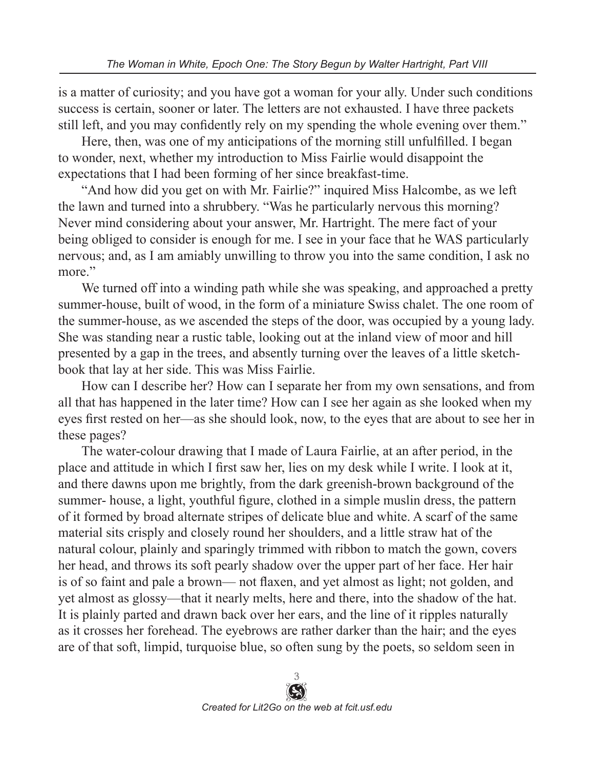is a matter of curiosity; and you have got a woman for your ally. Under such conditions success is certain, sooner or later. The letters are not exhausted. I have three packets still left, and you may confidently rely on my spending the whole evening over them."

Here, then, was one of my anticipations of the morning still unfulfilled. I began to wonder, next, whether my introduction to Miss Fairlie would disappoint the expectations that I had been forming of her since breakfast-time.

"And how did you get on with Mr. Fairlie?" inquired Miss Halcombe, as we left the lawn and turned into a shrubbery. "Was he particularly nervous this morning? Never mind considering about your answer, Mr. Hartright. The mere fact of your being obliged to consider is enough for me. I see in your face that he WAS particularly nervous; and, as I am amiably unwilling to throw you into the same condition, I ask no more."

We turned off into a winding path while she was speaking, and approached a pretty summer-house, built of wood, in the form of a miniature Swiss chalet. The one room of the summer-house, as we ascended the steps of the door, was occupied by a young lady. She was standing near a rustic table, looking out at the inland view of moor and hill presented by a gap in the trees, and absently turning over the leaves of a little sketch-book that lay at her side. This was Miss Fairlie.

How can I describe her? How can I separate her from my own sensations, and from all that has happened in the later time? How can I see her again as she looked when my eyes first rested on her—as she should look, now, to the eyes that are about to see her in these pages?

The water-colour drawing that I made of Laura Fairlie, at an after period, in the place and attitude in which I first saw her, lies on my desk while I write. I look at it, and there dawns upon me brightly, from the dark greenish-brown background of the summer- house, a light, youthful figure, clothed in a simple muslin dress, the pattern of it formed by broad alternate stripes of delicate blue and white. A scarf of the same material sits crisply and closely round her shoulders, and a little straw hat of the natural colour, plainly and sparingly trimmed with ribbon to match the gown, covers her head, and throws its soft pearly shadow over the upper part of her face. Her hair is of so faint and pale a brown— not flaxen, and yet almost as light; not golden, and yet almost as glossy—that it nearly melts, here and there, into the shadow of the hat. It is plainly parted and drawn back over her ears, and the line of it ripples naturally as it crosses her forehead. The eyebrows are rather darker than the hair; and the eyes are of that soft, limpid, turquoise blue, so often sung by the poets, so seldom seen in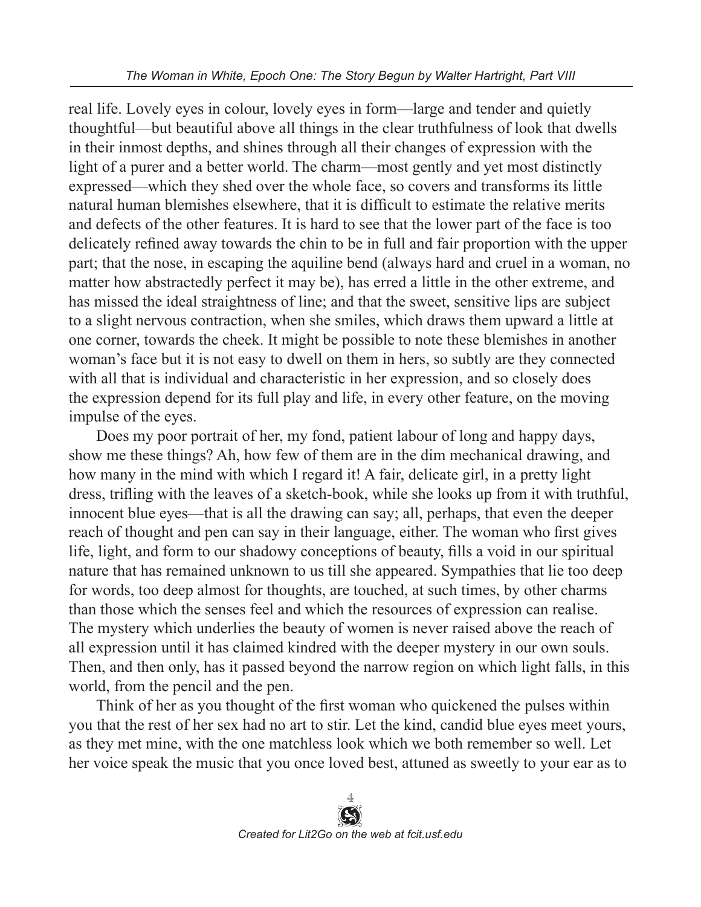real life. Lovely eyes in colour, lovely eyes in form—large and tender and quietly thoughtful—but beautiful above all things in the clear truthfulness of look that dwells in their inmost depths, and shines through all their changes of expression with the light of a purer and a better world. The charm—most gently and yet most distinctly expressed—which they shed over the whole face, so covers and transforms its little natural human blemishes elsewhere, that it is difficult to estimate the relative merits and defects of the other features. It is hard to see that the lower part of the face is too delicately refined away towards the chin to be in full and fair proportion with the upper part; that the nose, in escaping the aquiline bend (always hard and cruel in a woman, no matter how abstractedly perfect it may be), has erred a little in the other extreme, and has missed the ideal straightness of line; and that the sweet, sensitive lips are subject to a slight nervous contraction, when she smiles, which draws them upward a little at one corner, towards the cheek. It might be possible to note these blemishes in another woman's face but it is not easy to dwell on them in hers, so subtly are they connected with all that is individual and characteristic in her expression, and so closely does the expression depend for its full play and life, in every other feature, on the moving impulse of the eyes.

Does my poor portrait of her, my fond, patient labour of long and happy days, show me these things? Ah, how few of them are in the dim mechanical drawing, and how many in the mind with which I regard it! A fair, delicate girl, in a pretty light dress, trifling with the leaves of a sketch-book, while she looks up from it with truthful, innocent blue eyes—that is all the drawing can say; all, perhaps, that even the deeper reach of thought and pen can say in their language, either. The woman who first gives life, light, and form to our shadowy conceptions of beauty, fills a void in our spiritual nature that has remained unknown to us till she appeared. Sympathies that lie too deep for words, too deep almost for thoughts, are touched, at such times, by other charms than those which the senses feel and which the resources of expression can realise. The mystery which underlies the beauty of women is never raised above the reach of all expression until it has claimed kindred with the deeper mystery in our own souls. Then, and then only, has it passed beyond the narrow region on which light falls, in this world, from the pencil and the pen.

Think of her as you thought of the first woman who quickened the pulses within you that the rest of her sex had no art to stir. Let the kind, candid blue eyes meet yours, as they met mine, with the one matchless look which we both remember so well. Let her voice speak the music that you once loved best, attuned as sweetly to your ear as to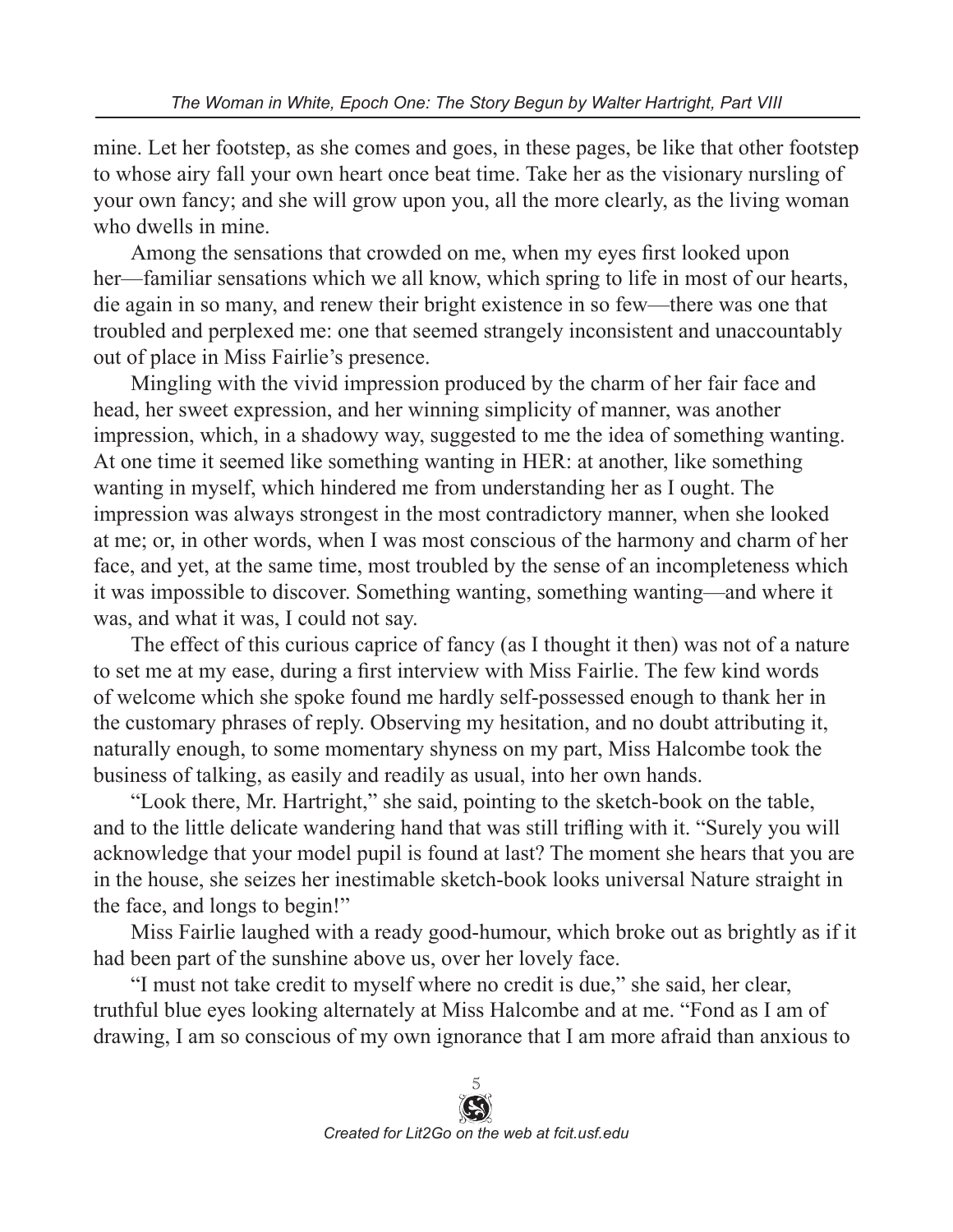mine. Let her footstep, as she comes and goes, in these pages, be like that other footstep to whose airy fall your own heart once beat time. Take her as the visionary nursling of your own fancy; and she will grow upon you, all the more clearly, as the living woman who dwells in mine.

Among the sensations that crowded on me, when my eyes first looked upon her—familiar sensations which we all know, which spring to life in most of our hearts, die again in so many, and renew their bright existence in so few—there was one that troubled and perplexed me: one that seemed strangely inconsistent and unaccountably out of place in Miss Fairlie's presence.

Mingling with the vivid impression produced by the charm of her fair face and head, her sweet expression, and her winning simplicity of manner, was another impression, which, in a shadowy way, suggested to me the idea of something wanting. At one time it seemed like something wanting in HER: at another, like something wanting in myself, which hindered me from understanding her as I ought. The impression was always strongest in the most contradictory manner, when she looked at me; or, in other words, when I was most conscious of the harmony and charm of her face, and yet, at the same time, most troubled by the sense of an incompleteness which it was impossible to discover. Something wanting, something wanting—and where it was, and what it was, I could not say.

The effect of this curious caprice of fancy (as I thought it then) was not of a nature to set me at my ease, during a first interview with Miss Fairlie. The few kind words of welcome which she spoke found me hardly self-possessed enough to thank her in the customary phrases of reply. Observing my hesitation, and no doubt attributing it, naturally enough, to some momentary shyness on my part, Miss Halcombe took the business of talking, as easily and readily as usual, into her own hands.

"Look there, Mr. Hartright," she said, pointing to the sketch-book on the table, and to the little delicate wandering hand that was still trifling with it. "Surely you will acknowledge that your model pupil is found at last? The moment she hears that you are in the house, she seizes her inestimable sketch-book looks universal Nature straight in the face, and longs to begin!"

Miss Fairlie laughed with a ready good-humour, which broke out as brightly as if it had been part of the sunshine above us, over her lovely face.

"I must not take credit to myself where no credit is due," she said, her clear, truthful blue eyes looking alternately at Miss Halcombe and at me. "Fond as I am of drawing, I am so conscious of my own ignorance that I am more afraid than anxious to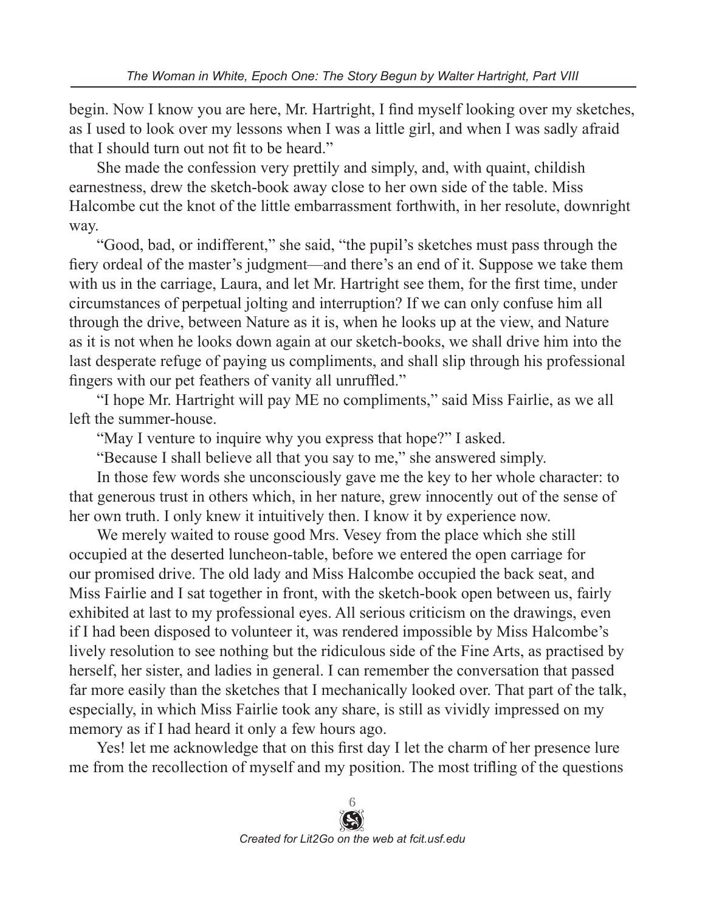begin. Now I know you are here, Mr. Hartright, I find myself looking over my sketches, as I used to look over my lessons when I was a little girl, and when I was sadly afraid that I should turn out not fit to be heard."

She made the confession very prettily and simply, and, with quaint, childish earnestness, drew the sketch-book away close to her own side of the table. Miss Halcombe cut the knot of the little embarrassment forthwith, in her resolute, downright way.

"Good, bad, or indifferent," she said, "the pupil's sketches must pass through the fiery ordeal of the master's judgment—and there's an end of it. Suppose we take them with us in the carriage, Laura, and let Mr. Hartright see them, for the first time, under circumstances of perpetual jolting and interruption? If we can only confuse him all through the drive, between Nature as it is, when he looks up at the view, and Nature as it is not when he looks down again at our sketch-books, we shall drive him into the last desperate refuge of paying us compliments, and shall slip through his professional fingers with our pet feathers of vanity all unruffled."

"I hope Mr. Hartright will pay ME no compliments," said Miss Fairlie, as we all left the summer-house.

"May I venture to inquire why you express that hope?" I asked.

"Because I shall believe all that you say to me," she answered simply.

In those few words she unconsciously gave me the key to her whole character: to that generous trust in others which, in her nature, grew innocently out of the sense of her own truth. I only knew it intuitively then. I know it by experience now.

We merely waited to rouse good Mrs. Vesey from the place which she still occupied at the deserted luncheon-table, before we entered the open carriage for our promised drive. The old lady and Miss Halcombe occupied the back seat, and Miss Fairlie and I sat together in front, with the sketch-book open between us, fairly exhibited at last to my professional eyes. All serious criticism on the drawings, even if I had been disposed to volunteer it, was rendered impossible by Miss Halcombe's lively resolution to see nothing but the ridiculous side of the Fine Arts, as practised by herself, her sister, and ladies in general. I can remember the conversation that passed far more easily than the sketches that I mechanically looked over. That part of the talk, especially, in which Miss Fairlie took any share, is still as vividly impressed on my memory as if I had heard it only a few hours ago.

Yes! let me acknowledge that on this first day I let the charm of her presence lure me from the recollection of myself and my position. The most trifling of the questions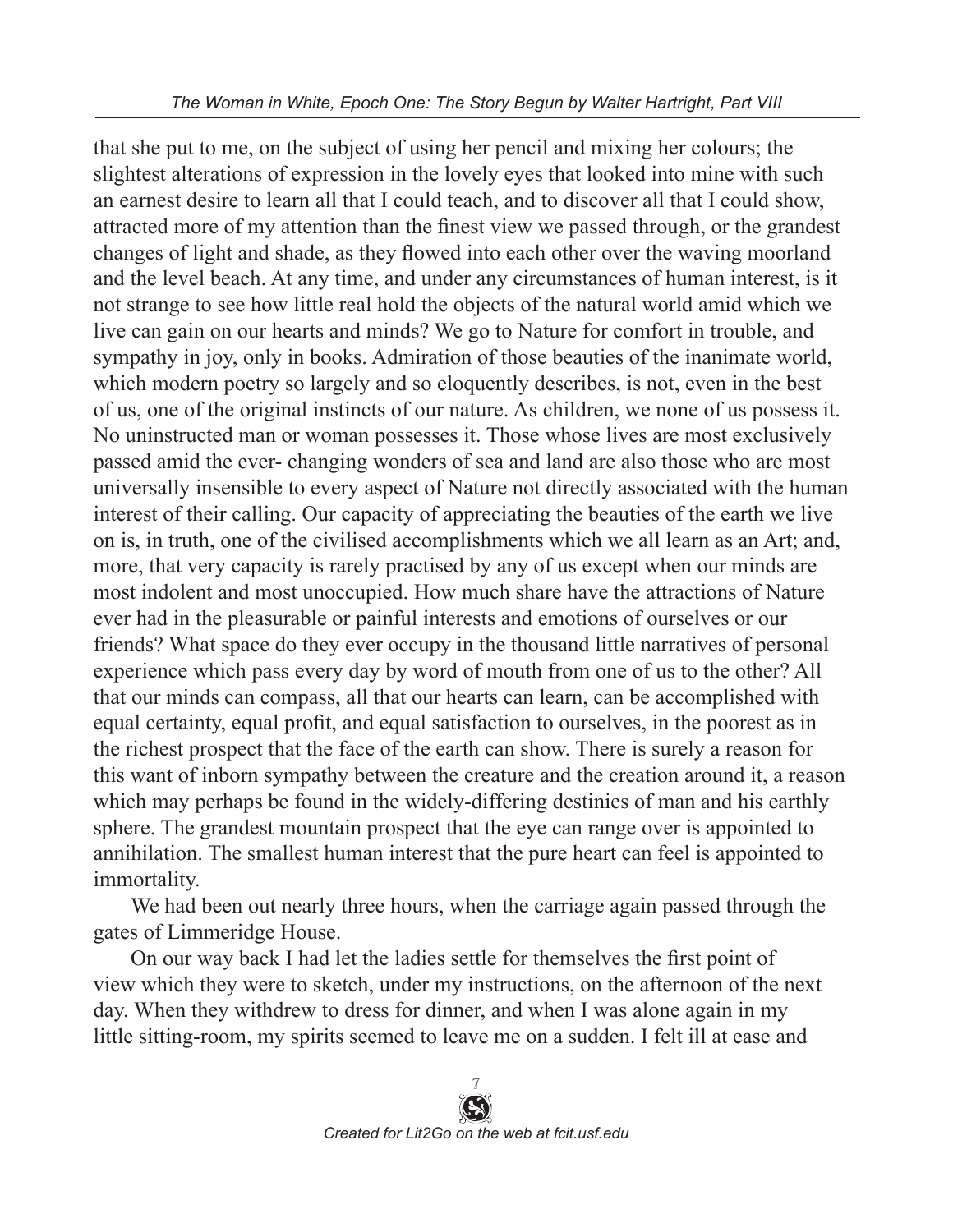that she put to me, on the subject of using her pencil and mixing her colours; the slightest alterations of expression in the lovely eyes that looked into mine with such an earnest desire to learn all that I could teach, and to discover all that I could show, attracted more of my attention than the finest view we passed through, or the grandest changes of light and shade, as they flowed into each other over the waving moorland and the level beach. At any time, and under any circumstances of human interest, is it not strange to see how little real hold the objects of the natural world amid which we live can gain on our hearts and minds? We go to Nature for comfort in trouble, and sympathy in joy, only in books. Admiration of those beauties of the inanimate world, which modern poetry so largely and so eloquently describes, is not, even in the best of us, one of the original instincts of our nature. As children, we none of us possess it. No uninstructed man or woman possesses it. Those whose lives are most exclusively passed amid the ever- changing wonders of sea and land are also those who are most universally insensible to every aspect of Nature not directly associated with the human interest of their calling. Our capacity of appreciating the beauties of the earth we live on is, in truth, one of the civilised accomplishments which we all learn as an Art; and, more, that very capacity is rarely practised by any of us except when our minds are most indolent and most unoccupied. How much share have the attractions of Nature ever had in the pleasurable or painful interests and emotions of ourselves or our friends? What space do they ever occupy in the thousand little narratives of personal experience which pass every day by word of mouth from one of us to the other? All that our minds can compass, all that our hearts can learn, can be accomplished with equal certainty, equal profit, and equal satisfaction to ourselves, in the poorest as in the richest prospect that the face of the earth can show. There is surely a reason for this want of inborn sympathy between the creature and the creation around it, a reason which may perhaps be found in the widely-differing destinies of man and his earthly sphere. The grandest mountain prospect that the eye can range over is appointed to annihilation. The smallest human interest that the pure heart can feel is appointed to immortality.

We had been out nearly three hours, when the carriage again passed through the gates of Limmeridge House.

On our way back I had let the ladies settle for themselves the first point of view which they were to sketch, under my instructions, on the afternoon of the next day. When they withdrew to dress for dinner, and when I was alone again in my little sitting-room, my spirits seemed to leave me on a sudden. I felt ill at ease and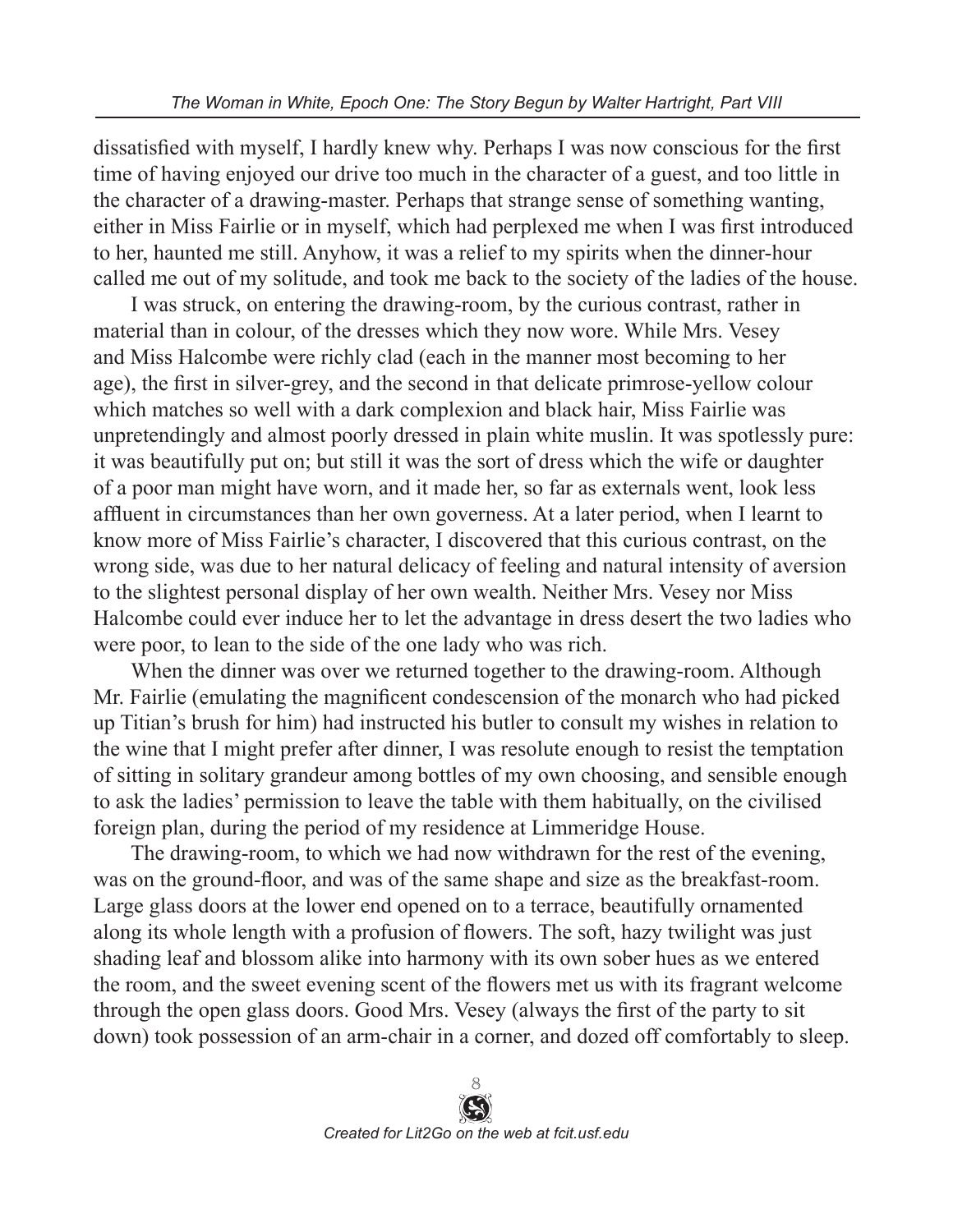dissatisfied with myself, I hardly knew why. Perhaps I was now conscious for the first time of having enjoyed our drive too much in the character of a guest, and too little in the character of a drawing-master. Perhaps that strange sense of something wanting, either in Miss Fairlie or in myself, which had perplexed me when I was first introduced to her, haunted me still. Anyhow, it was a relief to my spirits when the dinner-hour called me out of my solitude, and took me back to the society of the ladies of the house.

I was struck, on entering the drawing-room, by the curious contrast, rather in material than in colour, of the dresses which they now wore. While Mrs. Vesey and Miss Halcombe were richly clad (each in the manner most becoming to her age), the first in silver-grey, and the second in that delicate primrose-yellow colour which matches so well with a dark complexion and black hair, Miss Fairlie was unpretendingly and almost poorly dressed in plain white muslin. It was spotlessly pure: it was beautifully put on; but still it was the sort of dress which the wife or daughter of a poor man might have worn, and it made her, so far as externals went, look less affluent in circumstances than her own governess. At a later period, when I learnt to know more of Miss Fairlie's character, I discovered that this curious contrast, on the wrong side, was due to her natural delicacy of feeling and natural intensity of aversion to the slightest personal display of her own wealth. Neither Mrs. Vesey nor Miss Halcombe could ever induce her to let the advantage in dress desert the two ladies who were poor, to lean to the side of the one lady who was rich.

When the dinner was over we returned together to the drawing-room. Although Mr. Fairlie (emulating the magnificent condescension of the monarch who had picked up Titian's brush for him) had instructed his butler to consult my wishes in relation to the wine that I might prefer after dinner, I was resolute enough to resist the temptation of sitting in solitary grandeur among bottles of my own choosing, and sensible enough to ask the ladies' permission to leave the table with them habitually, on the civilised foreign plan, during the period of my residence at Limmeridge House.

The drawing-room, to which we had now withdrawn for the rest of the evening, was on the ground-floor, and was of the same shape and size as the breakfast-room. Large glass doors at the lower end opened on to a terrace, beautifully ornamented along its whole length with a profusion of flowers. The soft, hazy twilight was just shading leaf and blossom alike into harmony with its own sober hues as we entered the room, and the sweet evening scent of the flowers met us with its fragrant welcome through the open glass doors. Good Mrs. Vesey (always the first of the party to sit down) took possession of an arm-chair in a corner, and dozed off comfortably to sleep.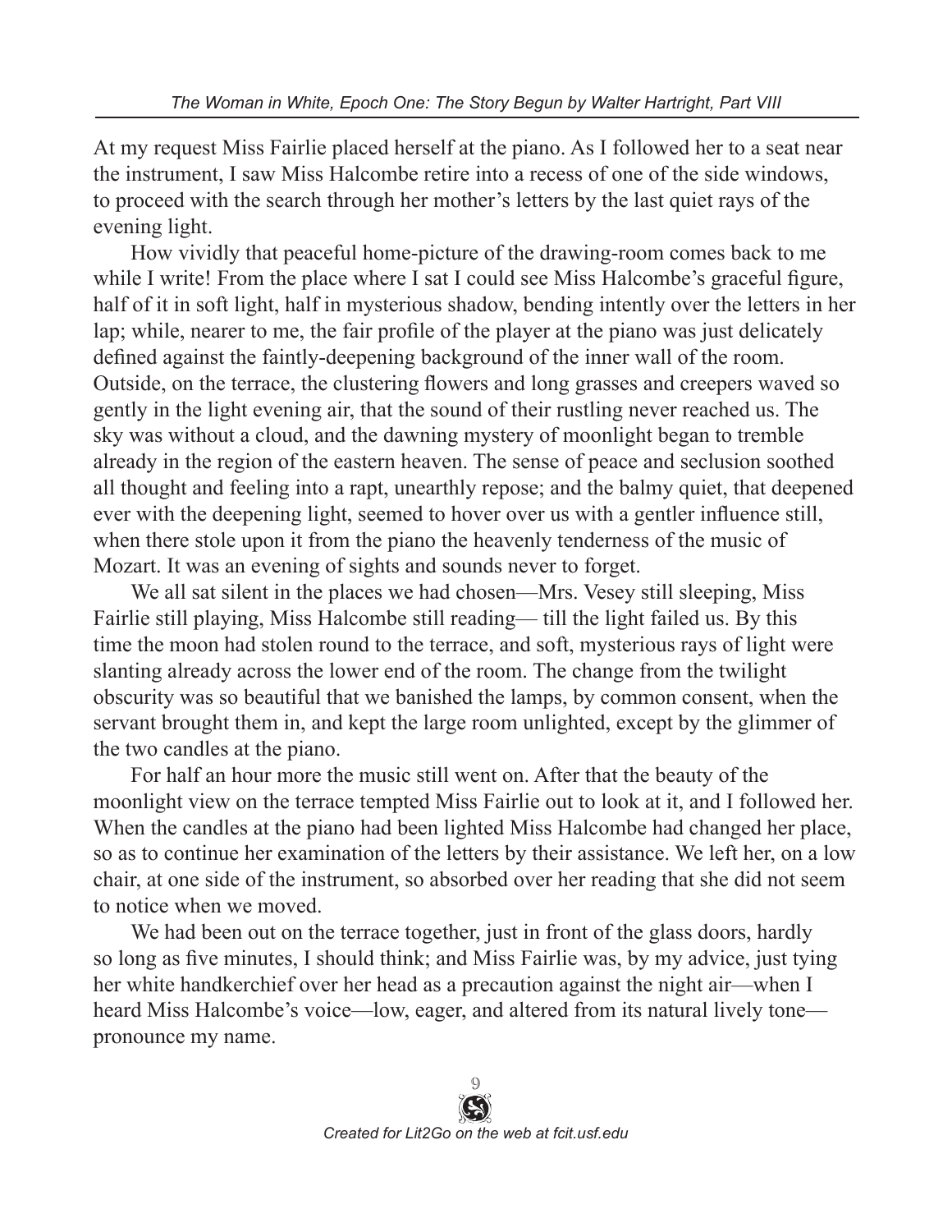At my request Miss Fairlie placed herself at the piano. As I followed her to a seat near the instrument, I saw Miss Halcombe retire into a recess of one of the side windows, to proceed with the search through her mother's letters by the last quiet rays of the evening light.

How vividly that peaceful home-picture of the drawing-room comes back to me while I write! From the place where I sat I could see Miss Halcombe's graceful figure, half of it in soft light, half in mysterious shadow, bending intently over the letters in her lap; while, nearer to me, the fair profile of the player at the piano was just delicately defined against the faintly-deepening background of the inner wall of the room. Outside, on the terrace, the clustering flowers and long grasses and creepers waved so gently in the light evening air, that the sound of their rustling never reached us. The sky was without a cloud, and the dawning mystery of moonlight began to tremble already in the region of the eastern heaven. The sense of peace and seclusion soothed all thought and feeling into a rapt, unearthly repose; and the balmy quiet, that deepened ever with the deepening light, seemed to hover over us with a gentler influence still, when there stole upon it from the piano the heavenly tenderness of the music of Mozart. It was an evening of sights and sounds never to forget.

We all sat silent in the places we had chosen—Mrs. Vesey still sleeping, Miss Fairlie still playing, Miss Halcombe still reading— till the light failed us. By this time the moon had stolen round to the terrace, and soft, mysterious rays of light were slanting already across the lower end of the room. The change from the twilight obscurity was so beautiful that we banished the lamps, by common consent, when the servant brought them in, and kept the large room unlighted, except by the glimmer of the two candles at the piano.

For half an hour more the music still went on. After that the beauty of the moonlight view on the terrace tempted Miss Fairlie out to look at it, and I followed her. When the candles at the piano had been lighted Miss Halcombe had changed her place, so as to continue her examination of the letters by their assistance. We left her, on a low chair, at one side of the instrument, so absorbed over her reading that she did not seem to notice when we moved.

We had been out on the terrace together, just in front of the glass doors, hardly so long as five minutes, I should think; and Miss Fairlie was, by my advice, just tying her white handkerchief over her head as a precaution against the night air—when I heard Miss Halcombe's voice—low, eager, and altered from its natural lively tone—pronounce my name.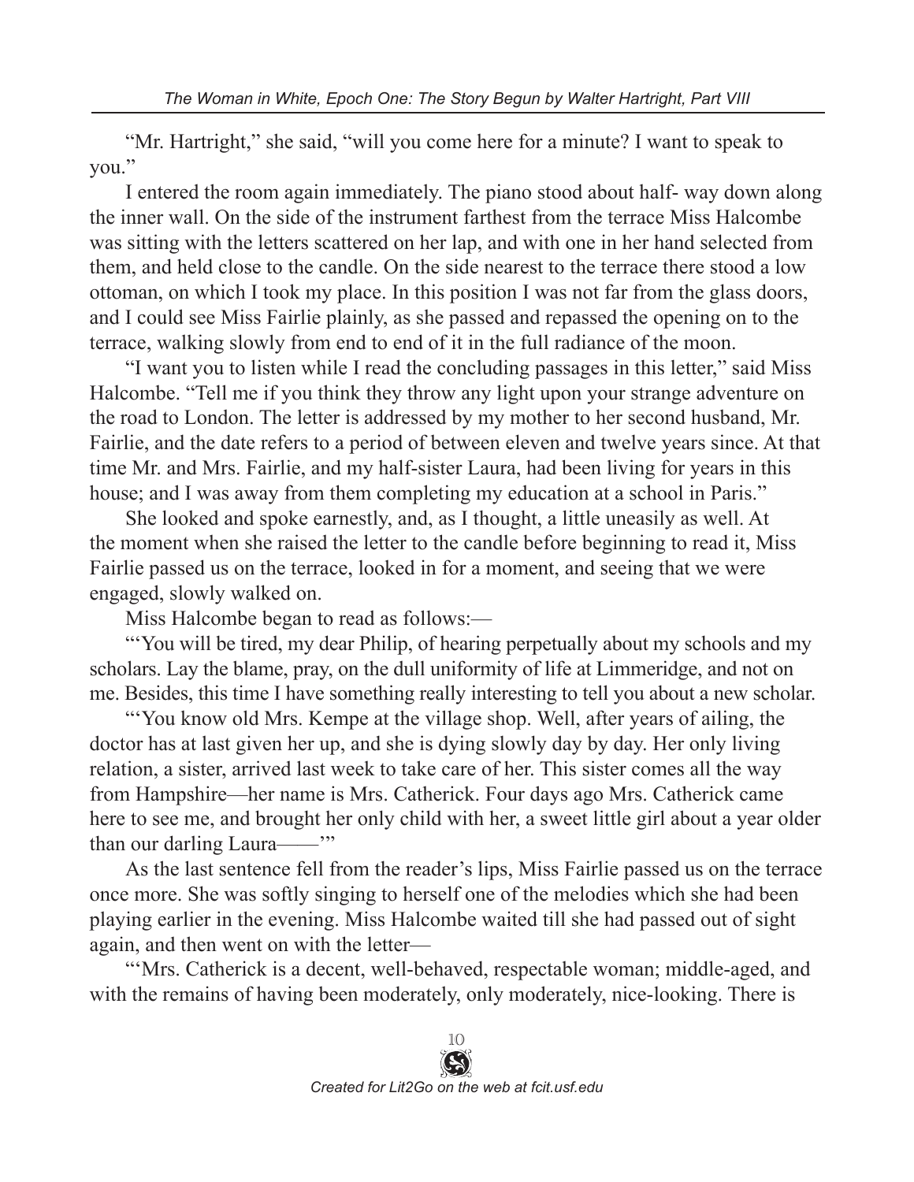"Mr. Hartright," she said, "will you come here for a minute? I want to speak to you."

I entered the room again immediately. The piano stood about half- way down along the inner wall. On the side of the instrument farthest from the terrace Miss Halcombe was sitting with the letters scattered on her lap, and with one in her hand selected from them, and held close to the candle. On the side nearest to the terrace there stood a low ottoman, on which I took my place. In this position I was not far from the glass doors, and I could see Miss Fairlie plainly, as she passed and repassed the opening on to the terrace, walking slowly from end to end of it in the full radiance of the moon.

"I want you to listen while I read the concluding passages in this letter," said Miss Halcombe. "Tell me if you think they throw any light upon your strange adventure on the road to London. The letter is addressed by my mother to her second husband, Mr. Fairlie, and the date refers to a period of between eleven and twelve years since. At that time Mr. and Mrs. Fairlie, and my half-sister Laura, had been living for years in this house; and I was away from them completing my education at a school in Paris."

She looked and spoke earnestly, and, as I thought, a little uneasily as well. At the moment when she raised the letter to the candle before beginning to read it, Miss Fairlie passed us on the terrace, looked in for a moment, and seeing that we were engaged, slowly walked on.

Miss Halcombe began to read as follows:—

"'You will be tired, my dear Philip, of hearing perpetually about my schools and my scholars. Lay the blame, pray, on the dull uniformity of life at Limmeridge, and not on me. Besides, this time I have something really interesting to tell you about a new scholar.

"'You know old Mrs. Kempe at the village shop. Well, after years of ailing, the doctor has at last given her up, and she is dying slowly day by day. Her only living relation, a sister, arrived last week to take care of her. This sister comes all the way from Hampshire—her name is Mrs. Catherick. Four days ago Mrs. Catherick came here to see me, and brought her only child with her, a sweet little girl about a year older than our darling Laura——'"

As the last sentence fell from the reader's lips, Miss Fairlie passed us on the terrace once more. She was softly singing to herself one of the melodies which she had been playing earlier in the evening. Miss Halcombe waited till she had passed out of sight again, and then went on with the letter—

"'Mrs. Catherick is a decent, well-behaved, respectable woman; middle-aged, and with the remains of having been moderately, only moderately, nice-looking. There is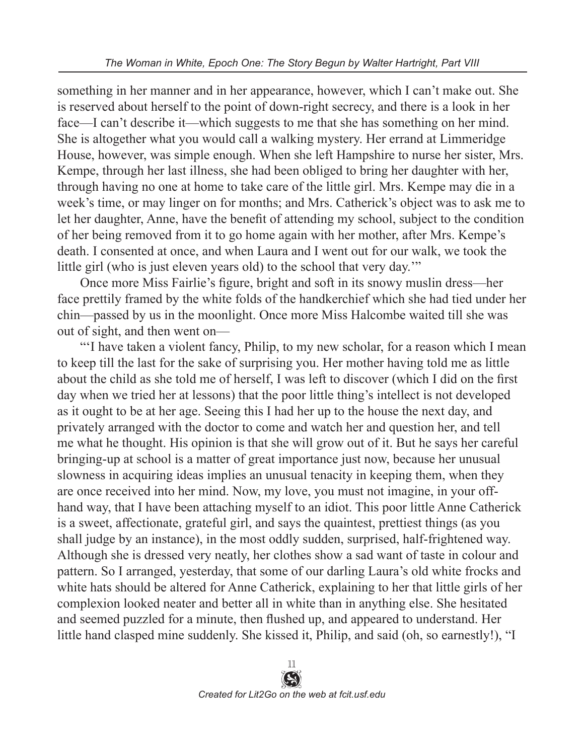something in her manner and in her appearance, however, which I can't make out. She is reserved about herself to the point of down-right secrecy, and there is a look in her face—I can't describe it—which suggests to me that she has something on her mind. She is altogether what you would call a walking mystery. Her errand at Limmeridge House, however, was simple enough. When she left Hampshire to nurse her sister, Mrs. Kempe, through her last illness, she had been obliged to bring her daughter with her, through having no one at home to take care of the little girl. Mrs. Kempe may die in a week's time, or may linger on for months; and Mrs. Catherick's object was to ask me to let her daughter, Anne, have the benefit of attending my school, subject to the condition of her being removed from it to go home again with her mother, after Mrs. Kempe's death. I consented at once, and when Laura and I went out for our walk, we took the little girl (who is just eleven years old) to the school that very day.'"

Once more Miss Fairlie's figure, bright and soft in its snowy muslin dress—her face prettily framed by the white folds of the handkerchief which she had tied under her chin—passed by us in the moonlight. Once more Miss Halcombe waited till she was out of sight, and then went on—

"'I have taken a violent fancy, Philip, to my new scholar, for a reason which I mean to keep till the last for the sake of surprising you. Her mother having told me as little about the child as she told me of herself, I was left to discover (which I did on the first day when we tried her at lessons) that the poor little thing's intellect is not developed as it ought to be at her age. Seeing this I had her up to the house the next day, and privately arranged with the doctor to come and watch her and question her, and tell me what he thought. His opinion is that she will grow out of it. But he says her careful bringing-up at school is a matter of great importance just now, because her unusual slowness in acquiring ideas implies an unusual tenacity in keeping them, when they are once received into her mind. Now, my love, you must not imagine, in your off-hand way, that I have been attaching myself to an idiot. This poor little Anne Catherick is a sweet, affectionate, grateful girl, and says the quaintest, prettiest things (as you shall judge by an instance), in the most oddly sudden, surprised, half-frightened way. Although she is dressed very neatly, her clothes show a sad want of taste in colour and pattern. So I arranged, yesterday, that some of our darling Laura's old white frocks and white hats should be altered for Anne Catherick, explaining to her that little girls of her complexion looked neater and better all in white than in anything else. She hesitated and seemed puzzled for a minute, then flushed up, and appeared to understand. Her little hand clasped mine suddenly. She kissed it, Philip, and said (oh, so earnestly!), "I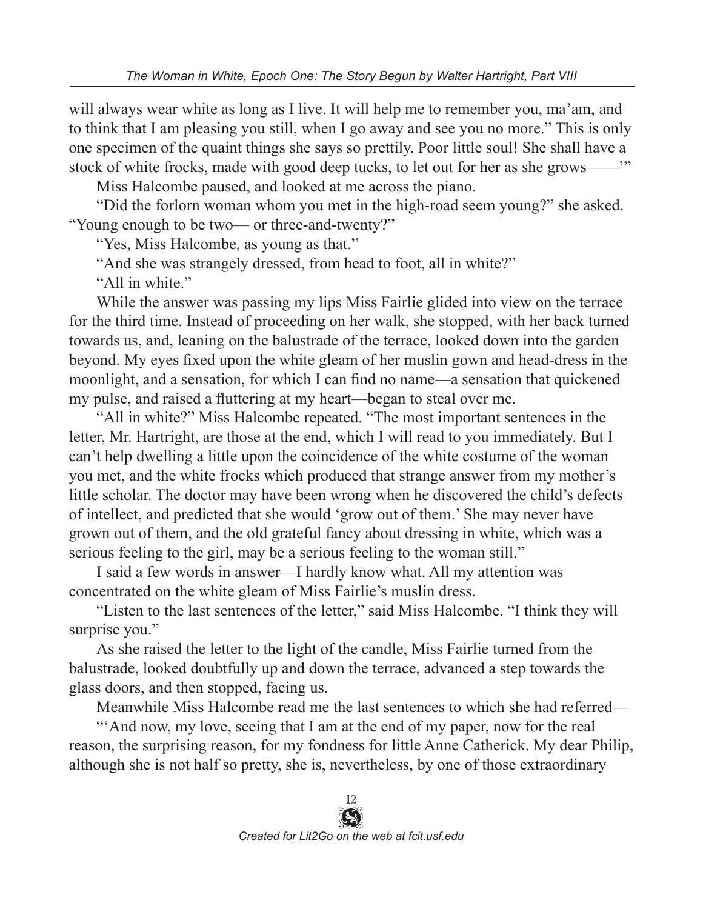will always wear white as long as I live. It will help me to remember you, ma'am, and to think that I am pleasing you still, when I go away and see you no more." This is only one specimen of the quaint things she says so prettily. Poor little soul! She shall have a stock of white frocks, made with good deep tucks, to let out for her as she grows——'"

Miss Halcombe paused, and looked at me across the piano.

"Did the forlorn woman whom you met in the high-road seem young?" she asked. "Young enough to be two— or three-and-twenty?"

"Yes, Miss Halcombe, as young as that."

"And she was strangely dressed, from head to foot, all in white?"

"All in white."

While the answer was passing my lips Miss Fairlie glided into view on the terrace for the third time. Instead of proceeding on her walk, she stopped, with her back turned towards us, and, leaning on the balustrade of the terrace, looked down into the garden beyond. My eyes fixed upon the white gleam of her muslin gown and head-dress in the moonlight, and a sensation, for which I can find no name—a sensation that quickened my pulse, and raised a fluttering at my heart—began to steal over me.

"All in white?" Miss Halcombe repeated. "The most important sentences in the letter, Mr. Hartright, are those at the end, which I will read to you immediately. But I can't help dwelling a little upon the coincidence of the white costume of the woman you met, and the white frocks which produced that strange answer from my mother's little scholar. The doctor may have been wrong when he discovered the child's defects of intellect, and predicted that she would 'grow out of them.' She may never have grown out of them, and the old grateful fancy about dressing in white, which was a serious feeling to the girl, may be a serious feeling to the woman still."

I said a few words in answer—I hardly know what. All my attention was concentrated on the white gleam of Miss Fairlie's muslin dress.

"Listen to the last sentences of the letter," said Miss Halcombe. "I think they will surprise you."

As she raised the letter to the light of the candle, Miss Fairlie turned from the balustrade, looked doubtfully up and down the terrace, advanced a step towards the glass doors, and then stopped, facing us.

Meanwhile Miss Halcombe read me the last sentences to which she had referred—

"'And now, my love, seeing that I am at the end of my paper, now for the real reason, the surprising reason, for my fondness for little Anne Catherick. My dear Philip, although she is not half so pretty, she is, nevertheless, by one of those extraordinary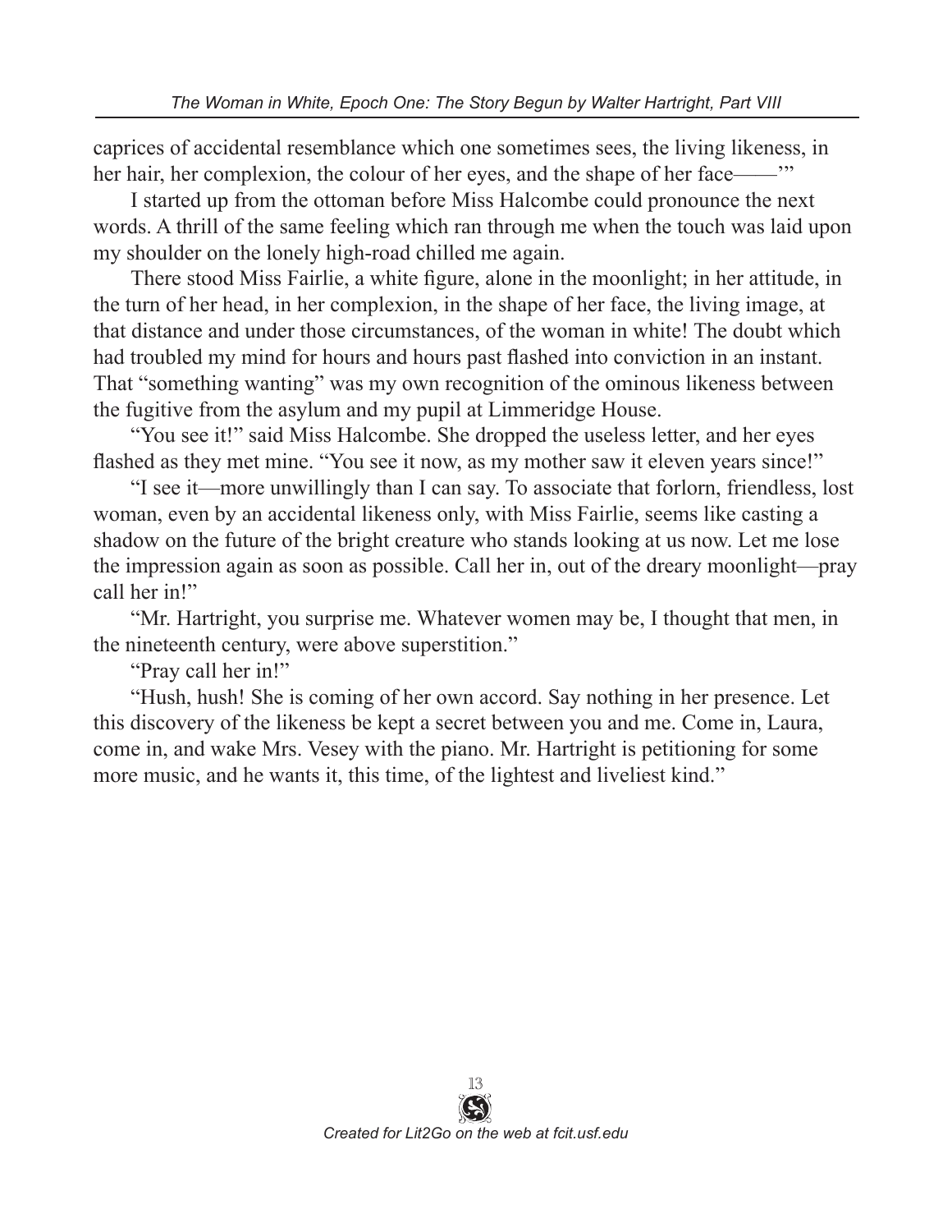caprices of accidental resemblance which one sometimes sees, the living likeness, in her hair, her complexion, the colour of her eyes, and the shape of her face——'"

I started up from the ottoman before Miss Halcombe could pronounce the next words. A thrill of the same feeling which ran through me when the touch was laid upon my shoulder on the lonely high-road chilled me again.

There stood Miss Fairlie, a white figure, alone in the moonlight; in her attitude, in the turn of her head, in her complexion, in the shape of her face, the living image, at that distance and under those circumstances, of the woman in white! The doubt which had troubled my mind for hours and hours past flashed into conviction in an instant. That "something wanting" was my own recognition of the ominous likeness between the fugitive from the asylum and my pupil at Limmeridge House.

"You see it!" said Miss Halcombe. She dropped the useless letter, and her eyes flashed as they met mine. "You see it now, as my mother saw it eleven years since!"

"I see it—more unwillingly than I can say. To associate that forlorn, friendless, lost woman, even by an accidental likeness only, with Miss Fairlie, seems like casting a shadow on the future of the bright creature who stands looking at us now. Let me lose the impression again as soon as possible. Call her in, out of the dreary moonlight—pray call her in!"

"Mr. Hartright, you surprise me. Whatever women may be, I thought that men, in the nineteenth century, were above superstition."

"Pray call her in!"

"Hush, hush! She is coming of her own accord. Say nothing in her presence. Let this discovery of the likeness be kept a secret between you and me. Come in, Laura, come in, and wake Mrs. Vesey with the piano. Mr. Hartright is petitioning for some more music, and he wants it, this time, of the lightest and liveliest kind."